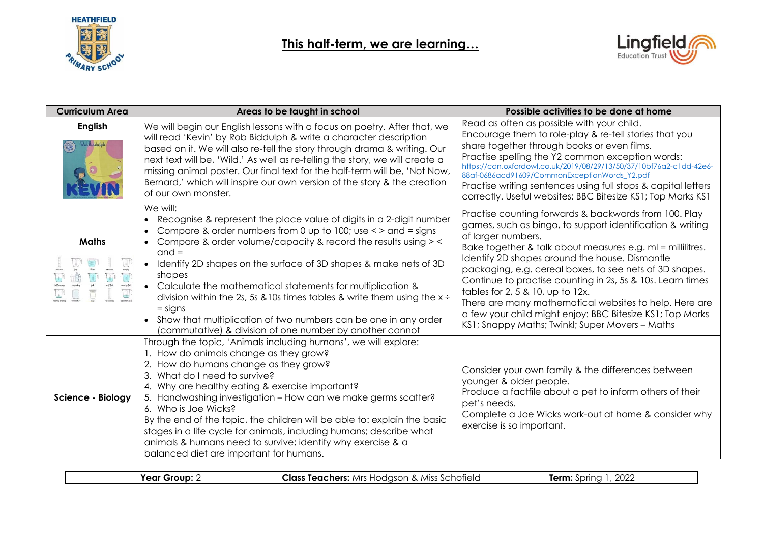# This half-term, we are learning…

| Curriculum Area | Areas to be taught in school | Possible activities to be done at home |
| --- | --- | --- |
| **English** | We will begin our English lessons with a focus on poetry. After that, we will read 'Kevin' by Rob Biddulph & write a character description based on it. We will also re-tell the story through drama & writing. Our next text will be, 'Wild.' As well as re-telling the story, we will create a missing animal poster. Our final text for the half-term will be, 'Not Now, Bernard,' which will inspire our own version of the story & the creation of our own monster. | Read as often as possible with your child.<br>Encourage them to role-play & re-tell stories that you share together through books or even films.<br>Practise spelling the Y2 common exception words: https://cdn.oxfordowl.co.uk/2019/08/29/13/50/37/10bf76a2-c1dd-42e6-88af-0686acd91609/CommonExceptionWords_Y2.pdf<br>Practise writing sentences using full stops & capital letters correctly. Useful websites: BBC Bitesize KS1; Top Marks KS1 |
| **Maths** | We will:<br>• Recognise & represent the place value of digits in a 2-digit number<br>• Compare & order numbers from 0 up to 100; use < > and = signs<br>• Compare & order volume/capacity & record the results using > < and =<br>• Identify 2D shapes on the surface of 3D shapes & make nets of 3D shapes<br>• Calculate the mathematical statements for multiplication & division within the 2s, 5s &10s times tables & write them using the x ÷ = signs<br>• Show that multiplication of two numbers can be one in any order (commutative) & division of one number by another cannot | Practise counting forwards & backwards from 100. Play games, such as bingo, to support identification & writing of larger numbers.<br>Bake together & talk about measures e.g. ml = millilitres.<br>Identify 2D shapes around the house. Dismantle packaging, e.g. cereal boxes, to see nets of 3D shapes.<br>Continue to practise counting in 2s, 5s & 10s. Learn times tables for 2, 5 & 10, up to 12x.<br>There are many mathematical websites to help. Here are a few your child might enjoy: BBC Bitesize KS1; Top Marks KS1; Snappy Maths; Twinkl; Super Movers – Maths |
| **Science - Biology** | Through the topic, 'Animals including humans', we will explore:<br>1. How do animals change as they grow?<br>2. How do humans change as they grow?<br>3. What do I need to survive?<br>4. Why are healthy eating & exercise important?<br>5. Handwashing investigation – How can we make germs scatter?<br>6. Who is Joe Wicks?<br>By the end of the topic, the children will be able to: explain the basic stages in a life cycle for animals, including humans; describe what animals & humans need to survive; identify why exercise & a balanced diet are important for humans. | Consider your own family & the differences between younger & older people.<br>Produce a factfile about a pet to inform others of their pet's needs.<br>Complete a Joe Wicks work-out at home & consider why exercise is so important. |

| **Year Group:** 2 | **Class Teachers:** Mrs Hodgson & Miss Schofield | **Term:** Spring 1, 2022 |
| --- | --- | --- |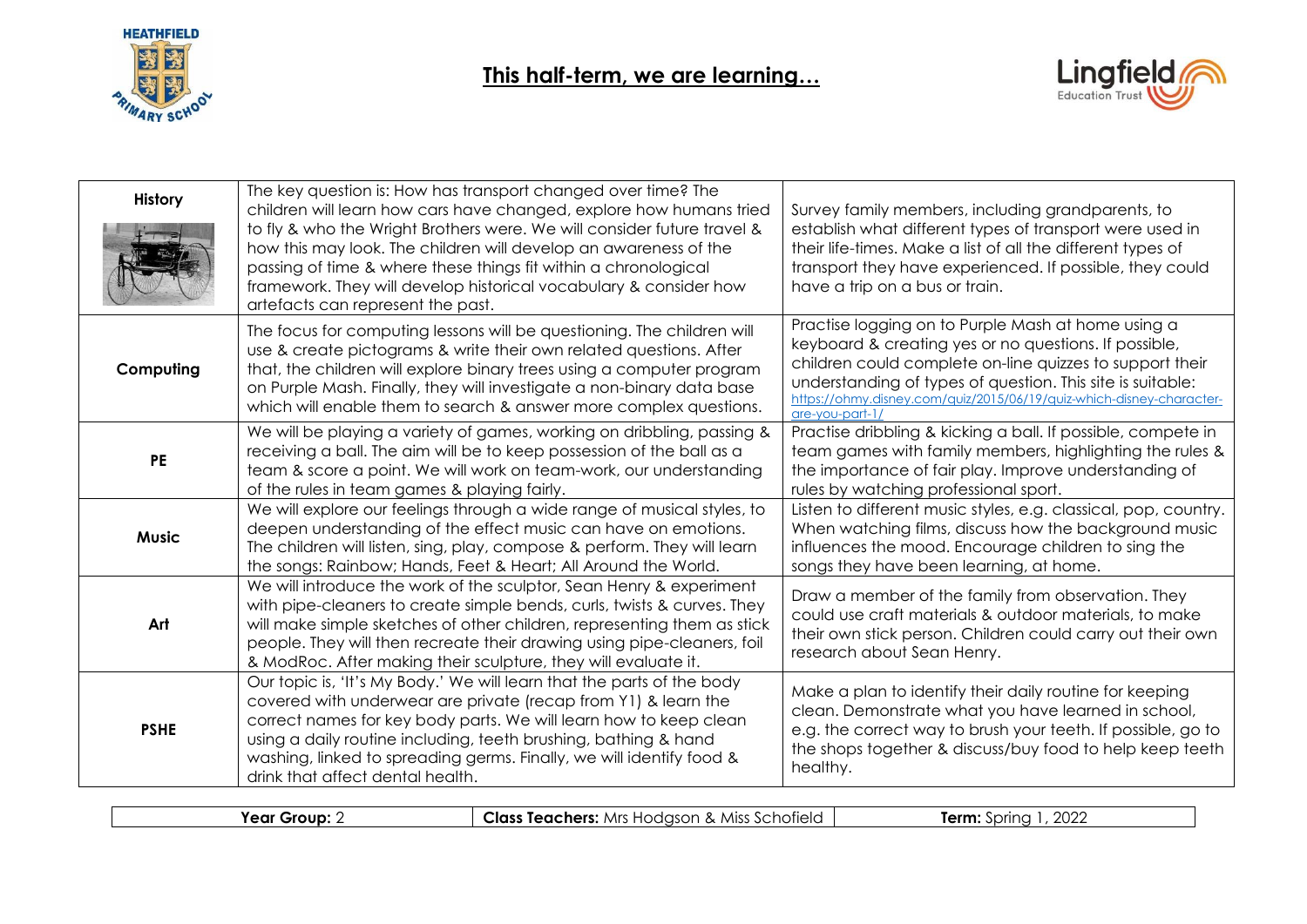## This half-term, we are learning…

| | | |
|---|---|---|
| **History** | The key question is: How has transport changed over time? The children will learn how cars have changed, explore how humans tried to fly & who the Wright Brothers were. We will consider future travel & how this may look. The children will develop an awareness of the passing of time & where these things fit within a chronological framework. They will develop historical vocabulary & consider how artefacts can represent the past. | Survey family members, including grandparents, to establish what different types of transport were used in their life-times. Make a list of all the different types of transport they have experienced. If possible, they could have a trip on a bus or train. |
| **Computing** | The focus for computing lessons will be questioning. The children will use & create pictograms & write their own related questions. After that, the children will explore binary trees using a computer program on Purple Mash. Finally, they will investigate a non-binary data base which will enable them to search & answer more complex questions. | Practise logging on to Purple Mash at home using a keyboard & creating yes or no questions. If possible, children could complete on-line quizzes to support their understanding of types of question. This site is suitable: https://ohmy.disney.com/quiz/2015/06/19/quiz-which-disney-character-are-you-part-1/ |
| **PE** | We will be playing a variety of games, working on dribbling, passing & receiving a ball. The aim will be to keep possession of the ball as a team & score a point. We will work on team-work, our understanding of the rules in team games & playing fairly. | Practise dribbling & kicking a ball. If possible, compete in team games with family members, highlighting the rules & the importance of fair play. Improve understanding of rules by watching professional sport. |
| **Music** | We will explore our feelings through a wide range of musical styles, to deepen understanding of the effect music can have on emotions. The children will listen, sing, play, compose & perform. They will learn the songs: Rainbow; Hands, Feet & Heart; All Around the World. | Listen to different music styles, e.g. classical, pop, country. When watching films, discuss how the background music influences the mood. Encourage children to sing the songs they have been learning, at home. |
| **Art** | We will introduce the work of the sculptor, Sean Henry & experiment with pipe-cleaners to create simple bends, curls, twists & curves. They will make simple sketches of other children, representing them as stick people. They will then recreate their drawing using pipe-cleaners, foil & ModRoc. After making their sculpture, they will evaluate it. | Draw a member of the family from observation. They could use craft materials & outdoor materials, to make their own stick person. Children could carry out their own research about Sean Henry. |
| **PSHE** | Our topic is, 'It's My Body.' We will learn that the parts of the body covered with underwear are private (recap from Y1) & learn the correct names for key body parts. We will learn how to keep clean using a daily routine including, teeth brushing, bathing & hand washing, linked to spreading germs. Finally, we will identify food & drink that affect dental health. | Make a plan to identify their daily routine for keeping clean. Demonstrate what you have learned in school, e.g. the correct way to brush your teeth. If possible, go to the shops together & discuss/buy food to help keep teeth healthy. |

| **Year Group:** 2 | **Class Teachers:** Mrs Hodgson & Miss Schofield | **Term:** Spring 1, 2022 |
|---|---|---|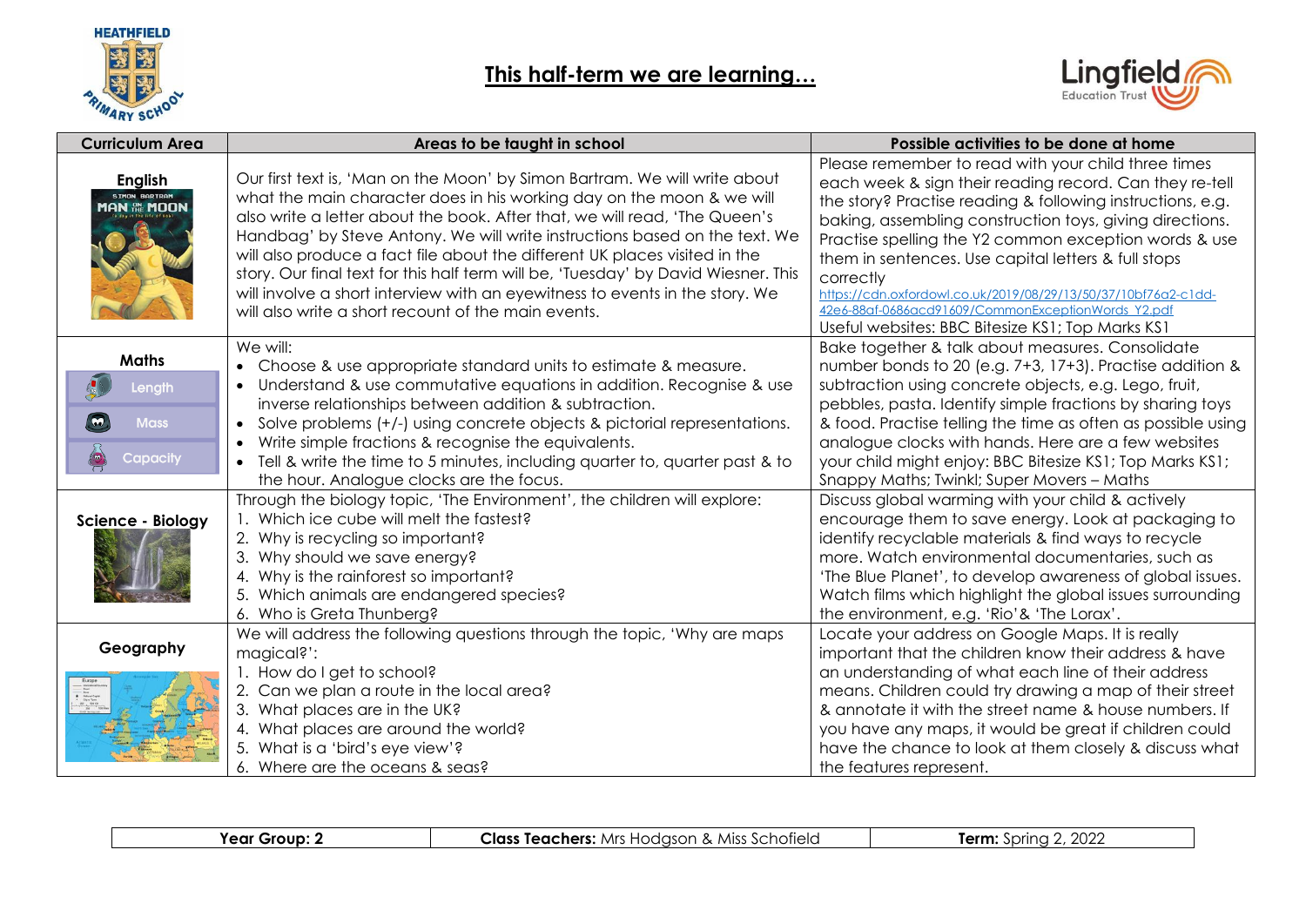# This half-term we are learning…

| Curriculum Area | Areas to be taught in school | Possible activities to be done at home |
|---|---|---|
| **English** | Our first text is, 'Man on the Moon' by Simon Bartram. We will write about what the main character does in his working day on the moon & we will also write a letter about the book. After that, we will read, 'The Queen's Handbag' by Steve Antony. We will write instructions based on the text. We will also produce a fact file about the different UK places visited in the story. Our final text for this half term will be, 'Tuesday' by David Wiesner. This will involve a short interview with an eyewitness to events in the story. We will also write a short recount of the main events. | Please remember to read with your child three times each week & sign their reading record. Can they re-tell the story? Practise reading & following instructions, e.g. baking, assembling construction toys, giving directions. Practise spelling the Y2 common exception words & use them in sentences. Use capital letters & full stops correctly https://cdn.oxfordowl.co.uk/2019/08/29/13/50/37/10bf76a2-c1dd-42e6-88af-0686acd91609/CommonExceptionWords_Y2.pdf Useful websites: BBC Bitesize KS1; Top Marks KS1 |
| **Maths** Length Mass Capacity | We will: <br>• Choose & use appropriate standard units to estimate & measure. <br>• Understand & use commutative equations in addition. Recognise & use inverse relationships between addition & subtraction. <br>• Solve problems (+/-) using concrete objects & pictorial representations. <br>• Write simple fractions & recognise the equivalents. <br>• Tell & write the time to 5 minutes, including quarter to, quarter past & to the hour. Analogue clocks are the focus. | Bake together & talk about measures. Consolidate number bonds to 20 (e.g. 7+3, 17+3). Practise addition & subtraction using concrete objects, e.g. Lego, fruit, pebbles, pasta. Identify simple fractions by sharing toys & food. Practise telling the time as often as possible using analogue clocks with hands. Here are a few websites your child might enjoy: BBC Bitesize KS1; Top Marks KS1; Snappy Maths; Twinkl; Super Movers – Maths |
| **Science - Biology** | Through the biology topic, 'The Environment', the children will explore: <br>1. Which ice cube will melt the fastest? <br>2. Why is recycling so important? <br>3. Why should we save energy? <br>4. Why is the rainforest so important? <br>5. Which animals are endangered species? <br>6. Who is Greta Thunberg? | Discuss global warming with your child & actively encourage them to save energy. Look at packaging to identify recyclable materials & find ways to recycle more. Watch environmental documentaries, such as 'The Blue Planet', to develop awareness of global issues. Watch films which highlight the global issues surrounding the environment, e.g. 'Rio'& 'The Lorax'. |
| **Geography** | We will address the following questions through the topic, 'Why are maps magical?': <br>1. How do I get to school? <br>2. Can we plan a route in the local area? <br>3. What places are in the UK? <br>4. What places are around the world? <br>5. What is a 'bird's eye view'? <br>6. Where are the oceans & seas? | Locate your address on Google Maps. It is really important that the children know their address & have an understanding of what each line of their address means. Children could try drawing a map of their street & annotate it with the street name & house numbers. If you have any maps, it would be great if children could have the chance to look at them closely & discuss what the features represent. |

| **Year Group:** 2 | **Class Teachers:** Mrs Hodgson & Miss Schofield | **Term:** Spring 2, 2022 |
|---|---|---|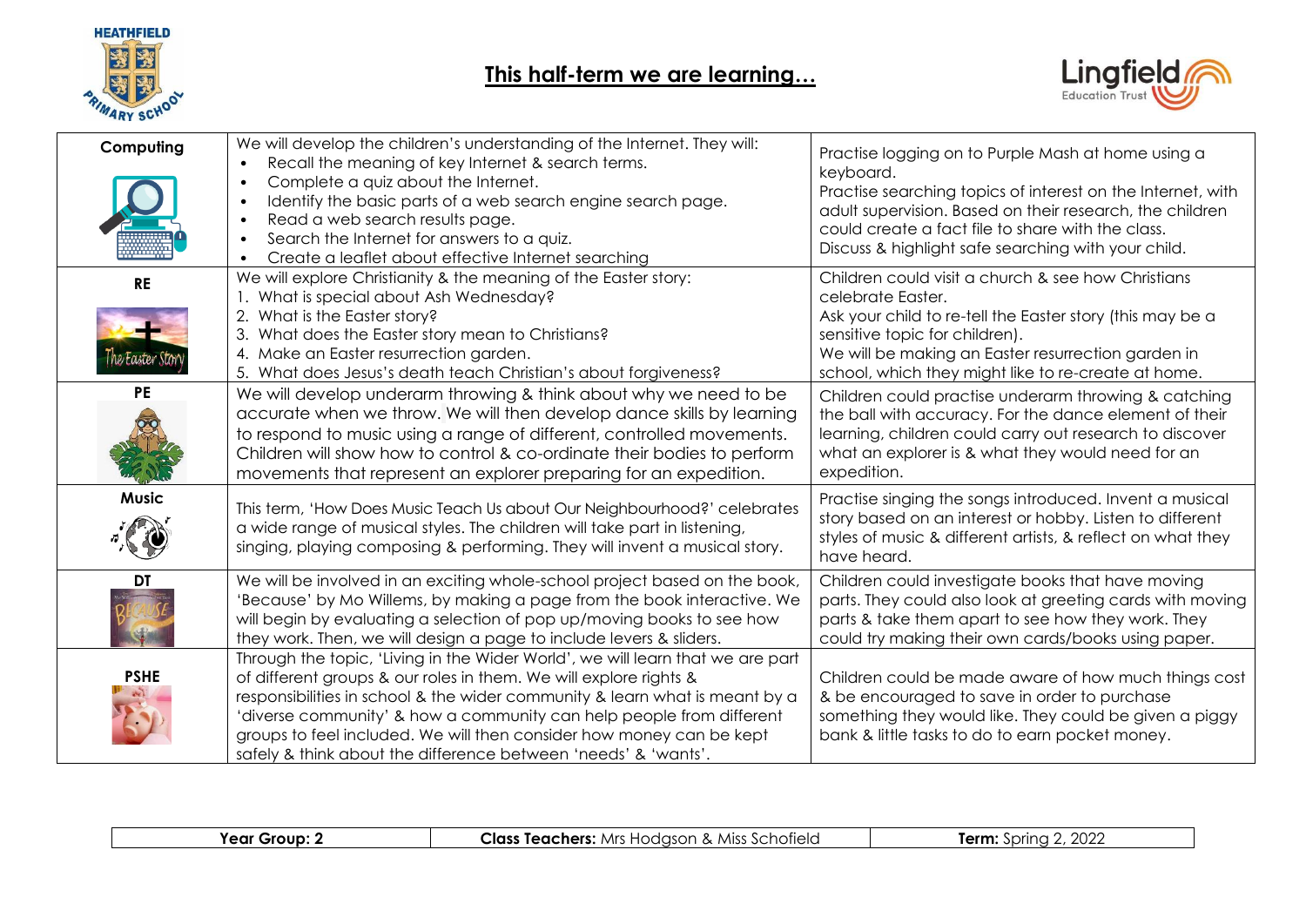HEATHFIELD PRIMARY SCHOOL

# This half-term we are learning…

Lingfield Education Trust

| | | |
|---|---|---|
| **Computing** | We will develop the children's understanding of the Internet. They will:<br>• Recall the meaning of key Internet & search terms.<br>• Complete a quiz about the Internet.<br>• Identify the basic parts of a web search engine search page.<br>• Read a web search results page.<br>• Search the Internet for answers to a quiz.<br>• Create a leaflet about effective Internet searching | Practise logging on to Purple Mash at home using a keyboard.<br>Practise searching topics of interest on the Internet, with adult supervision. Based on their research, the children could create a fact file to share with the class.<br>Discuss & highlight safe searching with your child. |
| **RE** | We will explore Christianity & the meaning of the Easter story:<br>1. What is special about Ash Wednesday?<br>2. What is the Easter story?<br>3. What does the Easter story mean to Christians?<br>4. Make an Easter resurrection garden.<br>5. What does Jesus's death teach Christian's about forgiveness? | Children could visit a church & see how Christians celebrate Easter.<br>Ask your child to re-tell the Easter story (this may be a sensitive topic for children).<br>We will be making an Easter resurrection garden in school, which they might like to re-create at home. |
| **PE** | We will develop underarm throwing & think about why we need to be accurate when we throw. We will then develop dance skills by learning to respond to music using a range of different, controlled movements. Children will show how to control & co-ordinate their bodies to perform movements that represent an explorer preparing for an expedition. | Children could practise underarm throwing & catching the ball with accuracy. For the dance element of their learning, children could carry out research to discover what an explorer is & what they would need for an expedition. |
| **Music** | This term, 'How Does Music Teach Us about Our Neighbourhood?' celebrates a wide range of musical styles. The children will take part in listening, singing, playing composing & performing. They will invent a musical story. | Practise singing the songs introduced. Invent a musical story based on an interest or hobby. Listen to different styles of music & different artists, & reflect on what they have heard. |
| **DT** | We will be involved in an exciting whole-school project based on the book, 'Because' by Mo Willems, by making a page from the book interactive. We will begin by evaluating a selection of pop up/moving books to see how they work. Then, we will design a page to include levers & sliders. | Children could investigate books that have moving parts. They could also look at greeting cards with moving parts & take them apart to see how they work. They could try making their own cards/books using paper. |
| **PSHE** | Through the topic, 'Living in the Wider World', we will learn that we are part of different groups & our roles in them. We will explore rights & responsibilities in school & the wider community & learn what is meant by a 'diverse community' & how a community can help people from different groups to feel included. We will then consider how money can be kept safely & think about the difference between 'needs' & 'wants'. | Children could be made aware of how much things cost & be encouraged to save in order to purchase something they would like. They could be given a piggy bank & little tasks to do to earn pocket money. |

| | | |
|---|---|---|
| **Year Group:** 2 | **Class Teachers:** Mrs Hodgson & Miss Schofield | **Term:** Spring 2, 2022 |